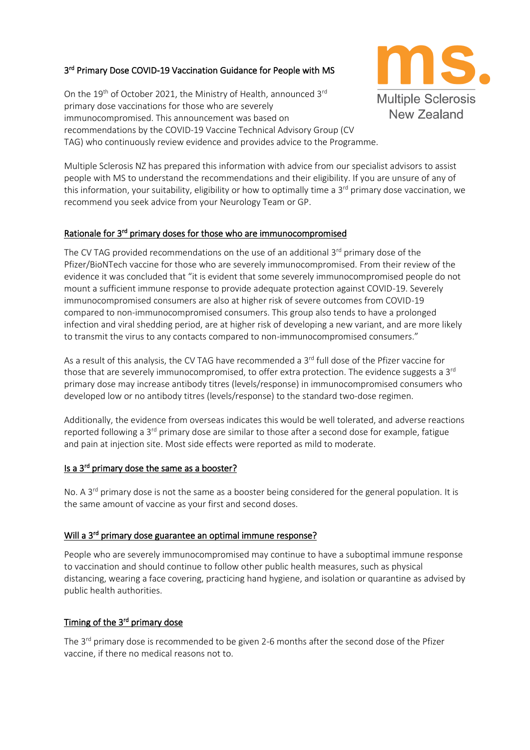# 3rd Primary Dose COVID-19 Vaccination Guidance for People with MS

Multiple Sclerosis New Zealand

On the 19th of October 2021, the Ministry of Health, announced 3rd primary dose vaccinations for those who are severely immunocompromised. This announcement was based on recommendations by the COVID-19 Vaccine Technical Advisory Group (CV TAG) who continuously review evidence and provides advice to the Programme.

Multiple Sclerosis NZ has prepared this information with advice from our specialist advisors to assist people with MS to understand the recommendations and their eligibility. If you are unsure of any of this information, your suitability, eligibility or how to optimally time a 3rd primary dose vaccination, we recommend you seek advice from your Neurology Team or GP.

## Rationale for 3rd primary doses for those who are immunocompromised

The CV TAG provided recommendations on the use of an additional 3rd primary dose of the Pfizer/BioNTech vaccine for those who are severely immunocompromised. From their review of the evidence it was concluded that "it is evident that some severely immunocompromised people do not mount a sufficient immune response to provide adequate protection against COVID-19. Severely immunocompromised consumers are also at higher risk of severe outcomes from COVID-19 compared to non-immunocompromised consumers. This group also tends to have a prolonged infection and viral shedding period, are at higher risk of developing a new variant, and are more likely to transmit the virus to any contacts compared to non-immunocompromised consumers."

As a result of this analysis, the CV TAG have recommended a 3rd full dose of the Pfizer vaccine for those that are severely immunocompromised, to offer extra protection. The evidence suggests a 3rd primary dose may increase antibody titres (levels/response) in immunocompromised consumers who developed low or no antibody titres (levels/response) to the standard two-dose regimen.

Additionally, the evidence from overseas indicates this would be well tolerated, and adverse reactions reported following a 3rd primary dose are similar to those after a second dose for example, fatigue and pain at injection site. Most side effects were reported as mild to moderate.

## Is a 3rd primary dose the same as a booster?

No. A 3rd primary dose is not the same as a booster being considered for the general population. It is the same amount of vaccine as your first and second doses.

## Will a 3rd primary dose guarantee an optimal immune response?

People who are severely immunocompromised may continue to have a suboptimal immune response to vaccination and should continue to follow other public health measures, such as physical distancing, wearing a face covering, practicing hand hygiene, and isolation or quarantine as advised by public health authorities.

## Timing of the 3rd primary dose

The 3rd primary dose is recommended to be given 2-6 months after the second dose of the Pfizer vaccine, if there no medical reasons not to.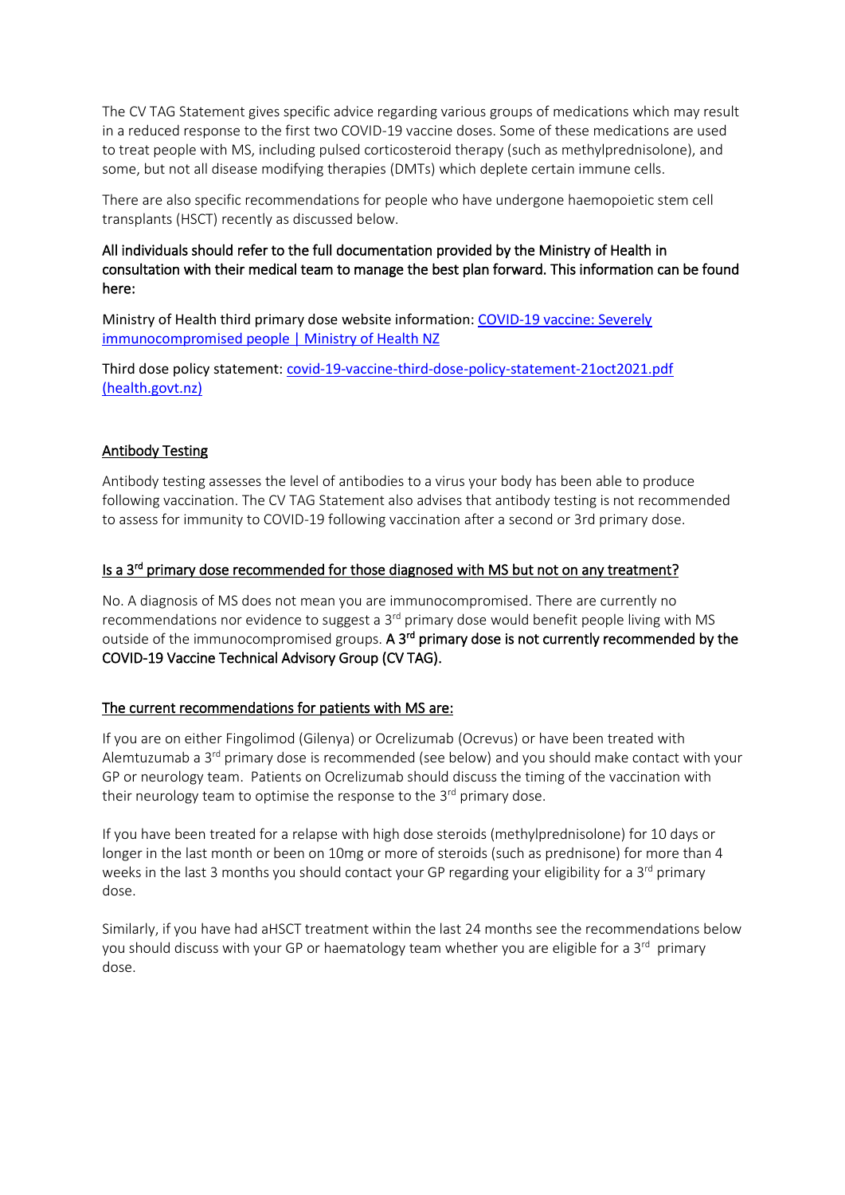The CV TAG Statement gives specific advice regarding various groups of medications which may result in a reduced response to the first two COVID-19 vaccine doses. Some of these medications are used to treat people with MS, including pulsed corticosteroid therapy (such as methylprednisolone), and some, but not all disease modifying therapies (DMTs) which deplete certain immune cells.

There are also specific recommendations for people who have undergone haemopoietic stem cell transplants (HSCT) recently as discussed below.

**All individuals should refer to the full documentation provided by the Ministry of Health in consultation with their medical team to manage the best plan forward. This information can be found here:**

Ministry of Health third primary dose website information: [COVID-19 vaccine: Severely immunocompromised people | Ministry of Health NZ]()

Third dose policy statement: [covid-19-vaccine-third-dose-policy-statement-21oct2021.pdf (health.govt.nz)]()

## Antibody Testing

Antibody testing assesses the level of antibodies to a virus your body has been able to produce following vaccination. The CV TAG Statement also advises that antibody testing is not recommended to assess for immunity to COVID-19 following vaccination after a second or 3rd primary dose.

## Is a 3rd primary dose recommended for those diagnosed with MS but not on any treatment?

No. A diagnosis of MS does not mean you are immunocompromised. There are currently no recommendations nor evidence to suggest a 3rd primary dose would benefit people living with MS outside of the immunocompromised groups. **A 3rd primary dose is not currently recommended by the COVID-19 Vaccine Technical Advisory Group (CV TAG).**

## The current recommendations for patients with MS are:

If you are on either Fingolimod (Gilenya) or Ocrelizumab (Ocrevus) or have been treated with Alemtuzumab a 3rd primary dose is recommended (see below) and you should make contact with your GP or neurology team. Patients on Ocrelizumab should discuss the timing of the vaccination with their neurology team to optimise the response to the 3rd primary dose.

If you have been treated for a relapse with high dose steroids (methylprednisolone) for 10 days or longer in the last month or been on 10mg or more of steroids (such as prednisone) for more than 4 weeks in the last 3 months you should contact your GP regarding your eligibility for a 3rd primary dose.

Similarly, if you have had aHSCT treatment within the last 24 months see the recommendations below you should discuss with your GP or haematology team whether you are eligible for a 3rd primary dose.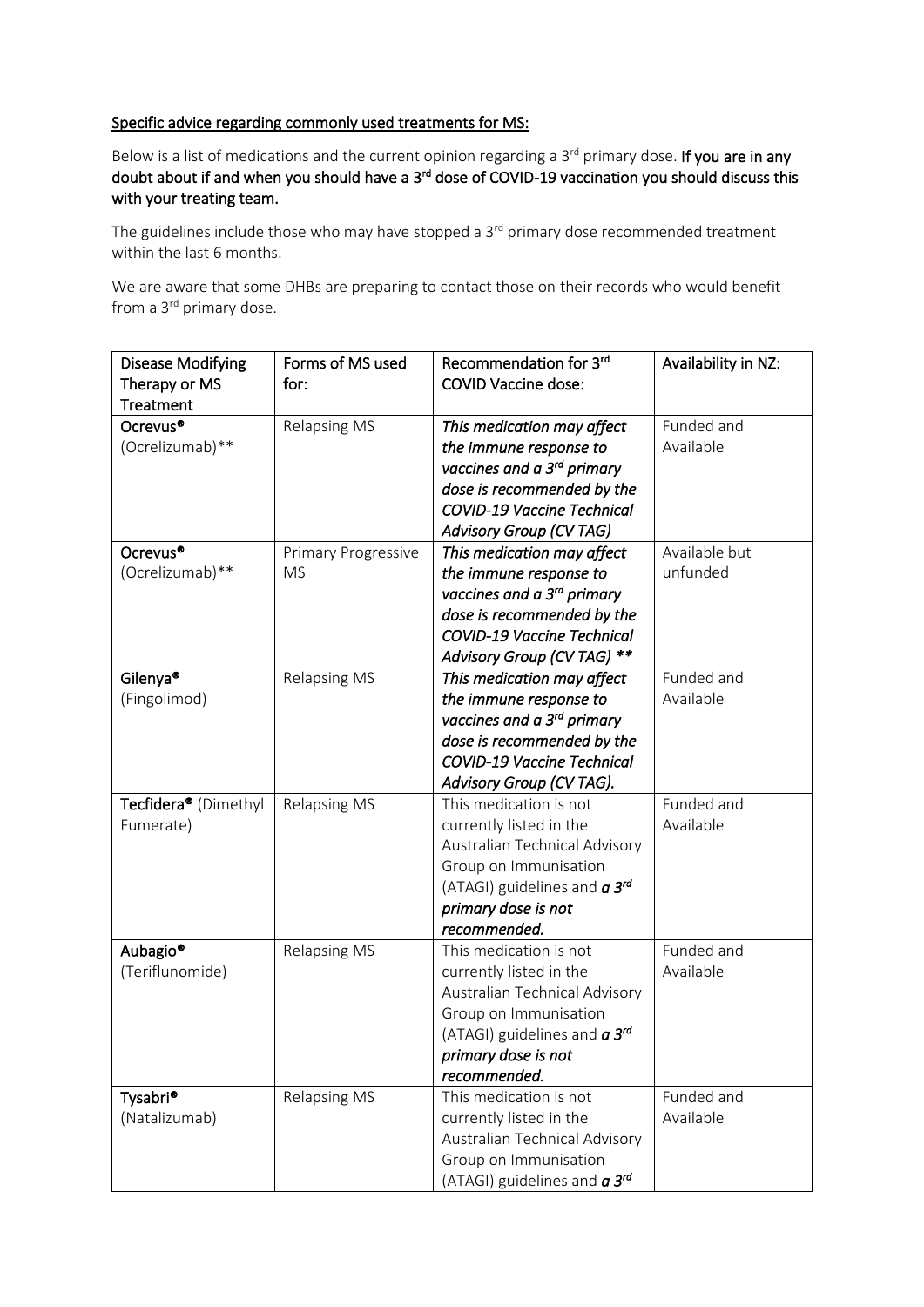Specific advice regarding commonly used treatments for MS:

Below is a list of medications and the current opinion regarding a 3rd primary dose. **If you are in any doubt about if and when you should have a 3rd dose of COVID-19 vaccination you should discuss this with your treating team.**

The guidelines include those who may have stopped a 3rd primary dose recommended treatment within the last 6 months.

We are aware that some DHBs are preparing to contact those on their records who would benefit from a 3rd primary dose.

| Disease Modifying Therapy or MS Treatment | Forms of MS used for: | Recommendation for 3rd COVID Vaccine dose: | Availability in NZ: |
|---|---|---|---|
| Ocrevus® (Ocrelizumab)** | Relapsing MS | *This medication may affect the immune response to vaccines and a 3rd primary dose is recommended by the COVID-19 Vaccine Technical Advisory Group (CV TAG)* | Funded and Available |
| Ocrevus® (Ocrelizumab)** | Primary Progressive MS | *This medication may affect the immune response to vaccines and a 3rd primary dose is recommended by the COVID-19 Vaccine Technical Advisory Group (CV TAG) *** | Available but unfunded |
| Gilenya® (Fingolimod) | Relapsing MS | *This medication may affect the immune response to vaccines and a 3rd primary dose is recommended by the COVID-19 Vaccine Technical Advisory Group (CV TAG).* | Funded and Available |
| Tecfidera® (Dimethyl Fumerate) | Relapsing MS | This medication is not currently listed in the Australian Technical Advisory Group on Immunisation (ATAGI) guidelines and ***a 3rd primary dose is not recommended.*** | Funded and Available |
| Aubagio® (Teriflunomide) | Relapsing MS | This medication is not currently listed in the Australian Technical Advisory Group on Immunisation (ATAGI) guidelines and ***a 3rd primary dose is not recommended.*** | Funded and Available |
| Tysabri® (Natalizumab) | Relapsing MS | This medication is not currently listed in the Australian Technical Advisory Group on Immunisation (ATAGI) guidelines and ***a 3rd*** | Funded and Available |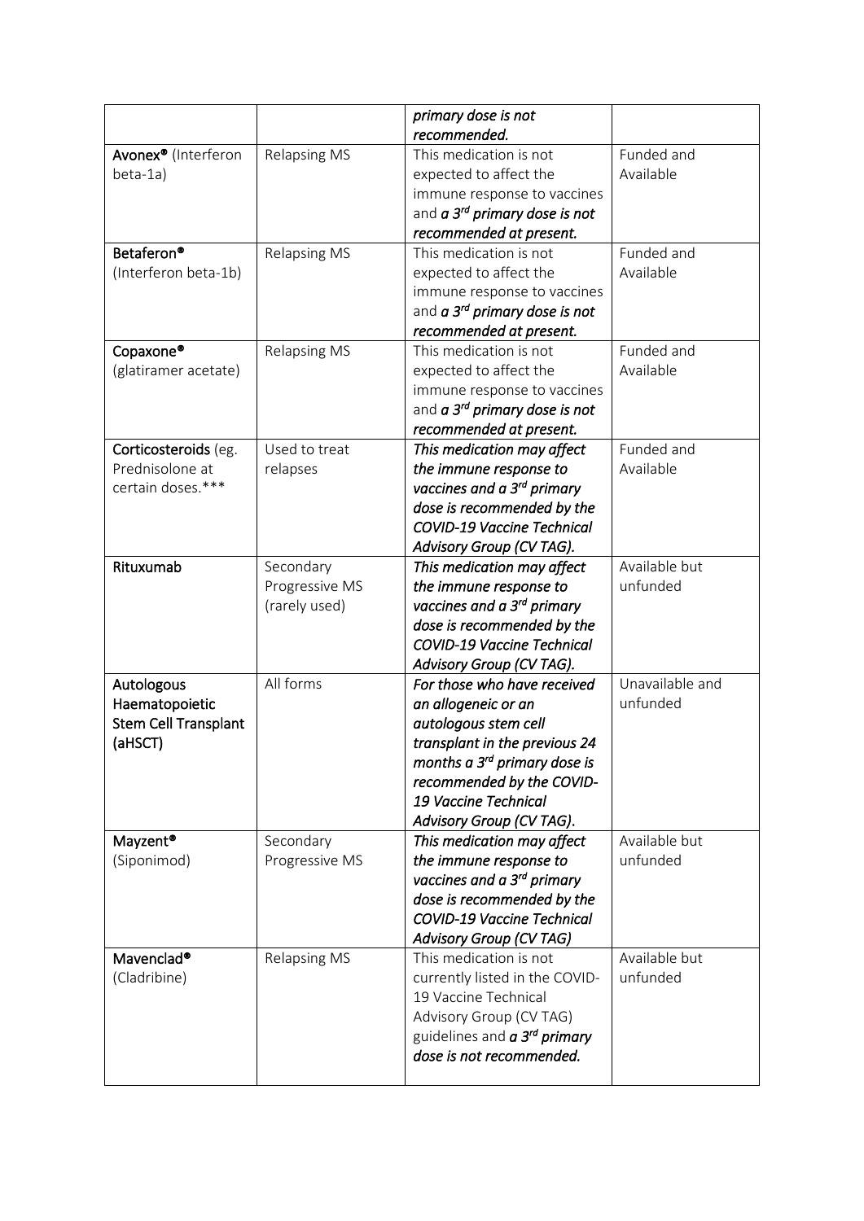| | | *primary dose is not recommended.* | |
|---|---|---|---|
| **Avonex®** (Interferon beta-1a) | Relapsing MS | This medication is not expected to affect the immune response to vaccines and ***a 3rd primary dose is not recommended at present.*** | Funded and Available |
| **Betaferon®** (Interferon beta-1b) | Relapsing MS | This medication is not expected to affect the immune response to vaccines and ***a 3rd primary dose is not recommended at present.*** | Funded and Available |
| **Copaxone®** (glatiramer acetate) | Relapsing MS | This medication is not expected to affect the immune response to vaccines and ***a 3rd primary dose is not recommended at present.*** | Funded and Available |
| **Corticosteroids** (eg. Prednisolone at certain doses.*** | Used to treat relapses | ***This medication may affect the immune response to vaccines and a 3rd primary dose is recommended by the COVID-19 Vaccine Technical Advisory Group (CV TAG).*** | Funded and Available |
| **Rituxumab** | Secondary Progressive MS (rarely used) | ***This medication may affect the immune response to vaccines and a 3rd primary dose is recommended by the COVID-19 Vaccine Technical Advisory Group (CV TAG).*** | Available but unfunded |
| **Autologous Haematopoietic Stem Cell Transplant (aHSCT)** | All forms | ***For those who have received an allogeneic or an autologous stem cell transplant in the previous 24 months a 3rd primary dose is recommended by the COVID-19 Vaccine Technical Advisory Group (CV TAG).*** | Unavailable and unfunded |
| **Mayzent®** (Siponimod) | Secondary Progressive MS | ***This medication may affect the immune response to vaccines and a 3rd primary dose is recommended by the COVID-19 Vaccine Technical Advisory Group (CV TAG)*** | Available but unfunded |
| **Mavenclad®** (Cladribine) | Relapsing MS | This medication is not currently listed in the COVID-19 Vaccine Technical Advisory Group (CV TAG) guidelines and ***a 3rd primary dose is not recommended.*** | Available but unfunded |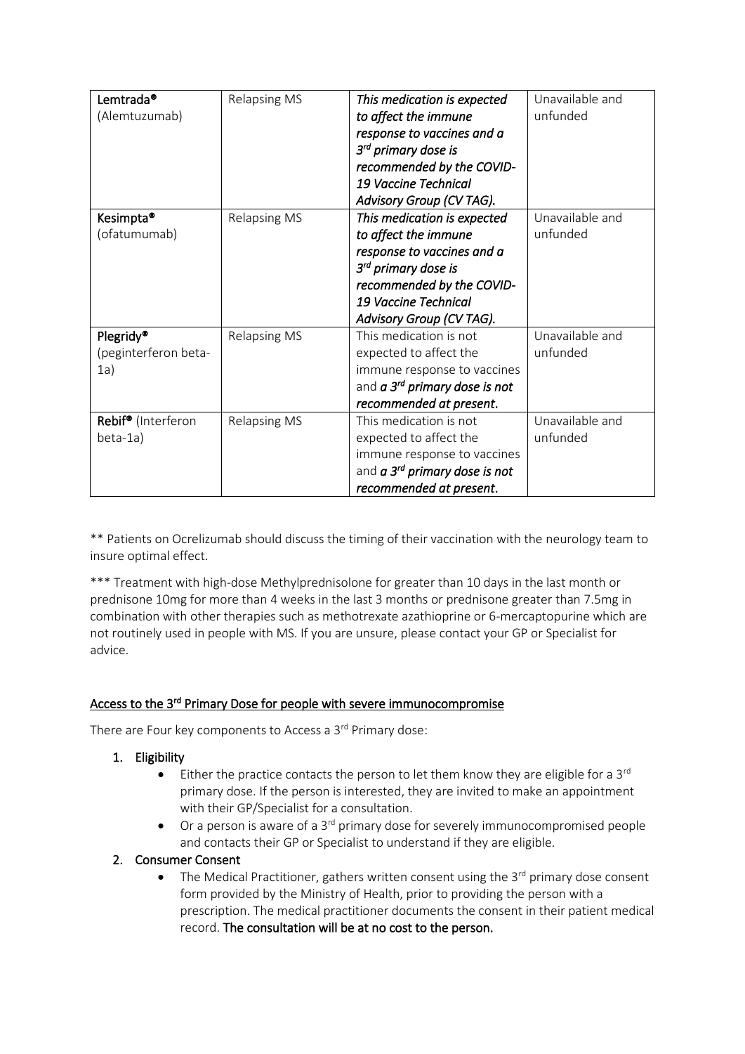| Lemtrada® (Alemtuzumab) | Relapsing MS | *This medication is expected to affect the immune response to vaccines and a 3rd primary dose is recommended by the COVID-19 Vaccine Technical Advisory Group (CV TAG).* | Unavailable and unfunded |
|---|---|---|---|
| Kesimpta® (ofatumumab) | Relapsing MS | *This medication is expected to affect the immune response to vaccines and a 3rd primary dose is recommended by the COVID-19 Vaccine Technical Advisory Group (CV TAG).* | Unavailable and unfunded |
| Plegridy® (peginterferon beta-1a) | Relapsing MS | This medication is not expected to affect the immune response to vaccines and ***a 3rd primary dose is not recommended at present.*** | Unavailable and unfunded |
| Rebif® (Interferon beta-1a) | Relapsing MS | This medication is not expected to affect the immune response to vaccines and ***a 3rd primary dose is not recommended at present.*** | Unavailable and unfunded |

** Patients on Ocrelizumab should discuss the timing of their vaccination with the neurology team to insure optimal effect.

*** Treatment with high-dose Methylprednisolone for greater than 10 days in the last month or prednisone 10mg for more than 4 weeks in the last 3 months or prednisone greater than 7.5mg in combination with other therapies such as methotrexate azathioprine or 6-mercaptopurine which are not routinely used in people with MS. If you are unsure, please contact your GP or Specialist for advice.

## Access to the 3rd Primary Dose for people with severe immunocompromise

There are Four key components to Access a 3rd Primary dose:

1. **Eligibility**
   - Either the practice contacts the person to let them know they are eligible for a 3rd primary dose. If the person is interested, they are invited to make an appointment with their GP/Specialist for a consultation.
   - Or a person is aware of a 3rd primary dose for severely immunocompromised people and contacts their GP or Specialist to understand if they are eligible.
2. **Consumer Consent**
   - The Medical Practitioner, gathers written consent using the 3rd primary dose consent form provided by the Ministry of Health, prior to providing the person with a prescription. The medical practitioner documents the consent in their patient medical record. **The consultation will be at no cost to the person.**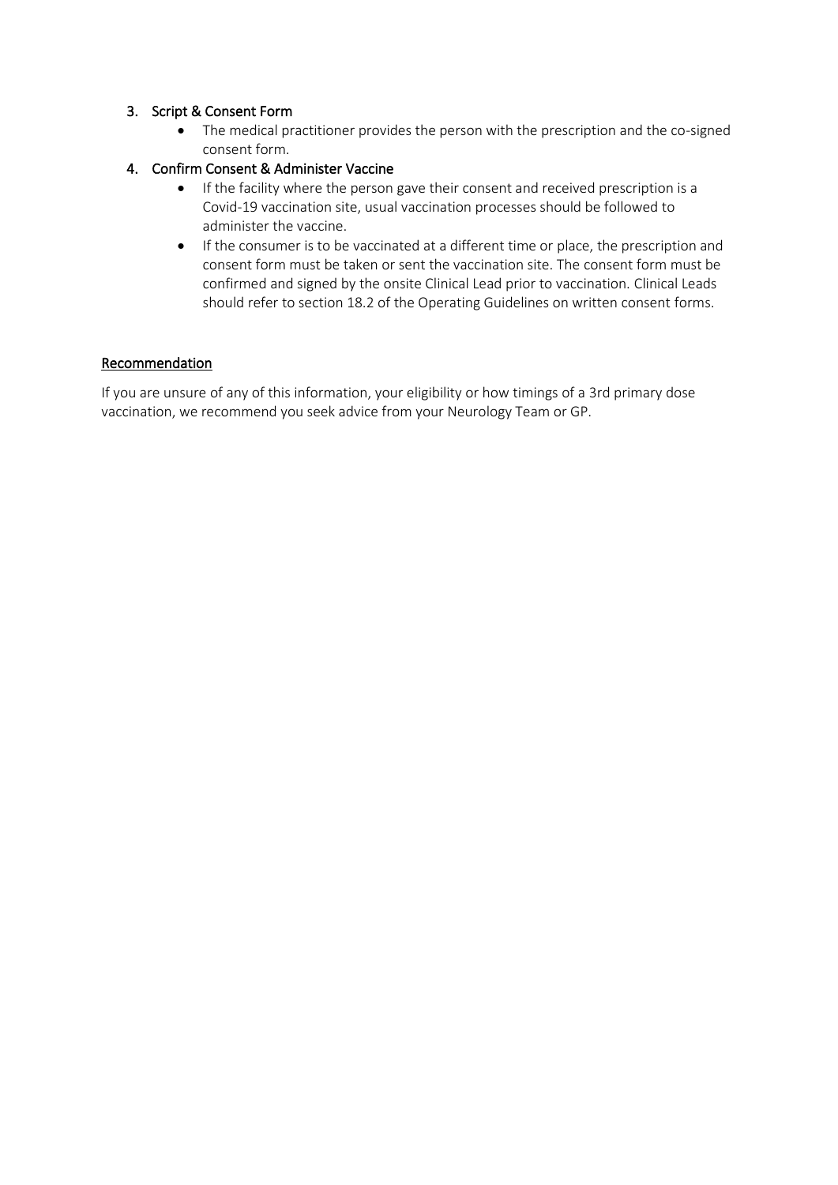3. Script & Consent Form
    - The medical practitioner provides the person with the prescription and the co-signed consent form.
4. Confirm Consent & Administer Vaccine
    - If the facility where the person gave their consent and received prescription is a Covid-19 vaccination site, usual vaccination processes should be followed to administer the vaccine.
    - If the consumer is to be vaccinated at a different time or place, the prescription and consent form must be taken or sent the vaccination site. The consent form must be confirmed and signed by the onsite Clinical Lead prior to vaccination. Clinical Leads should refer to section 18.2 of the Operating Guidelines on written consent forms.

## Recommendation

If you are unsure of any of this information, your eligibility or how timings of a 3rd primary dose vaccination, we recommend you seek advice from your Neurology Team or GP.